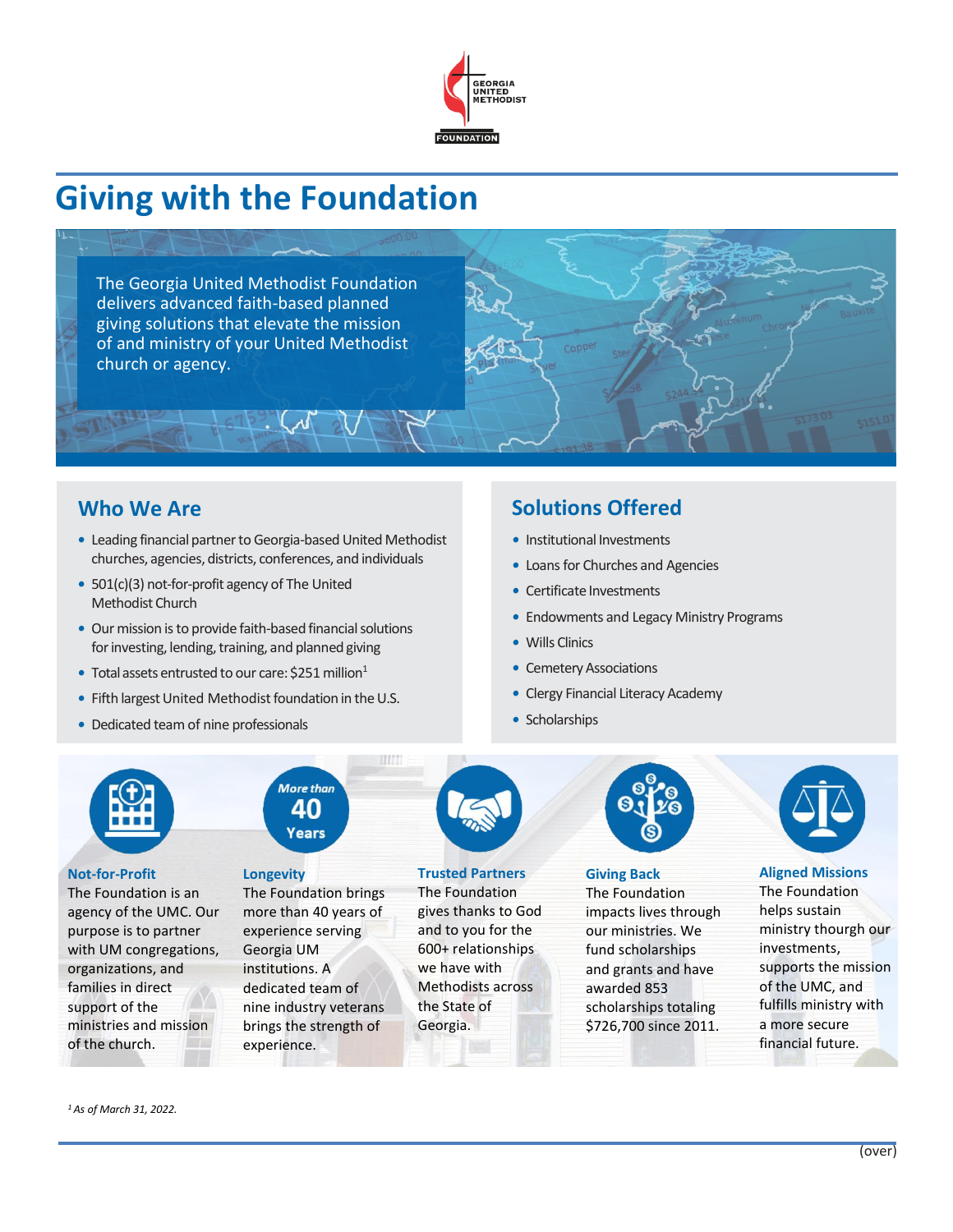GEORGIA UNITED METHODIST FOUNDATION

# Giving with the Foundation

The Georgia United Methodist Foundation delivers advanced faith-based planned giving solutions that elevate the mission of and ministry of your United Methodist church or agency.

## Who We Are

- Leading financial partner to Georgia-based United Methodist churches, agencies, districts, conferences, and individuals
- 501(c)(3) not-for-profit agency of The United Methodist Church
- Our mission is to provide faith-based financial solutions for investing, lending, training, and planned giving
- Total assets entrusted to our care: $251 million[1]
- Fifth largest United Methodist foundation in the U.S.
- Dedicated team of nine professionals

## Solutions Offered

- Institutional Investments
- Loans for Churches and Agencies
- Certificate Investments
- Endowments and Legacy Ministry Programs
- Wills Clinics
- Cemetery Associations
- Clergy Financial Literacy Academy
- Scholarships

### Not-for-Profit

The Foundation is an agency of the UMC. Our purpose is to partner with UM congregations, organizations, and families in direct support of the ministries and mission of the church.

### Longevity

More than 40 Years

The Foundation brings more than 40 years of experience serving Georgia UM institutions. A dedicated team of nine industry veterans brings the strength of experience.

### Trusted Partners

The Foundation gives thanks to God and to you for the 600+ relationships we have with Methodists across the State of Georgia.

### Giving Back

The Foundation impacts lives through our ministries. We fund scholarships and grants and have awarded 853 scholarships totaling $726,700 since 2011.

### Aligned Missions

The Foundation helps sustain ministry thourgh our investments, supports the mission of the UMC, and fulfills ministry with a more secure financial future.

*[1] As of March 31, 2022.*

(over)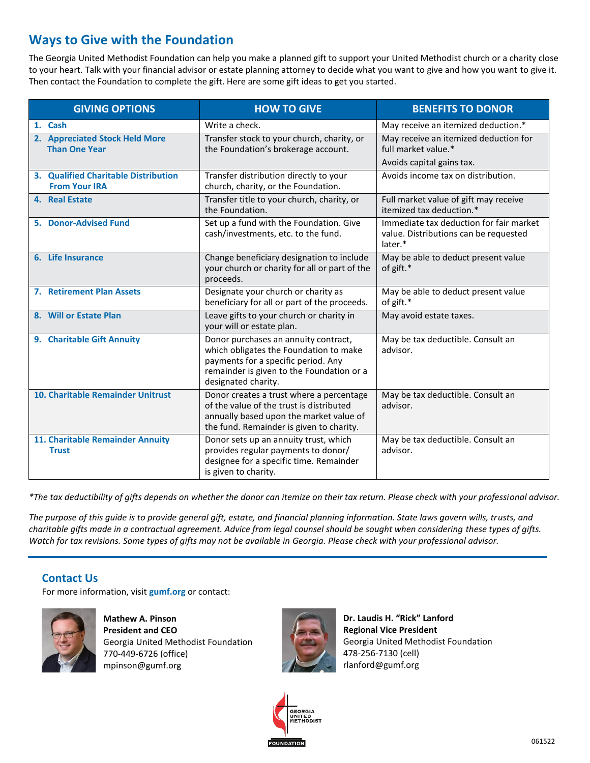## Ways to Give with the Foundation

The Georgia United Methodist Foundation can help you make a planned gift to support your United Methodist church or a charity close to your heart. Talk with your financial advisor or estate planning attorney to decide what you want to give and how you want to give it. Then contact the Foundation to complete the gift. Here are some gift ideas to get you started.

| GIVING OPTIONS | HOW TO GIVE | BENEFITS TO DONOR |
|---|---|---|
| 1. Cash | Write a check. | May receive an itemized deduction.* |
| 2. Appreciated Stock Held More Than One Year | Transfer stock to your church, charity, or the Foundation's brokerage account. | May receive an itemized deduction for full market value.* Avoids capital gains tax. |
| 3. Qualified Charitable Distribution From Your IRA | Transfer distribution directly to your church, charity, or the Foundation. | Avoids income tax on distribution. |
| 4. Real Estate | Transfer title to your church, charity, or the Foundation. | Full market value of gift may receive itemized tax deduction.* |
| 5. Donor-Advised Fund | Set up a fund with the Foundation. Give cash/investments, etc. to the fund. | Immediate tax deduction for fair market value. Distributions can be requested later.* |
| 6. Life Insurance | Change beneficiary designation to include your church or charity for all or part of the proceeds. | May be able to deduct present value of gift.* |
| 7. Retirement Plan Assets | Designate your church or charity as beneficiary for all or part of the proceeds. | May be able to deduct present value of gift.* |
| 8. Will or Estate Plan | Leave gifts to your church or charity in your will or estate plan. | May avoid estate taxes. |
| 9. Charitable Gift Annuity | Donor purchases an annuity contract, which obligates the Foundation to make payments for a specific period. Any remainder is given to the Foundation or a designated charity. | May be tax deductible. Consult an advisor. |
| 10. Charitable Remainder Unitrust | Donor creates a trust where a percentage of the value of the trust is distributed annually based upon the market value of the fund. Remainder is given to charity. | May be tax deductible. Consult an advisor. |
| 11. Charitable Remainder Annuity Trust | Donor sets up an annuity trust, which provides regular payments to donor/ designee for a specific time. Remainder is given to charity. | May be tax deductible. Consult an advisor. |

*\*The tax deductibility of gifts depends on whether the donor can itemize on their tax return. Please check with your professional advisor.*

*The purpose of this guide is to provide general gift, estate, and financial planning information. State laws govern wills, trusts, and charitable gifts made in a contractual agreement. Advice from legal counsel should be sought when considering these types of gifts. Watch for tax revisions. Some types of gifts may not be available in Georgia. Please check with your professional advisor.*

### Contact Us

For more information, visit **gumf.org** or contact:

**Mathew A. Pinson**
**President and CEO**
Georgia United Methodist Foundation
770-449-6726 (office)
mpinson@gumf.org

**Dr. Laudis H. "Rick" Lanford**
**Regional Vice President**
Georgia United Methodist Foundation
478-256-7130 (cell)
rlanford@gumf.org

GEORGIA UNITED METHODIST FOUNDATION

061522